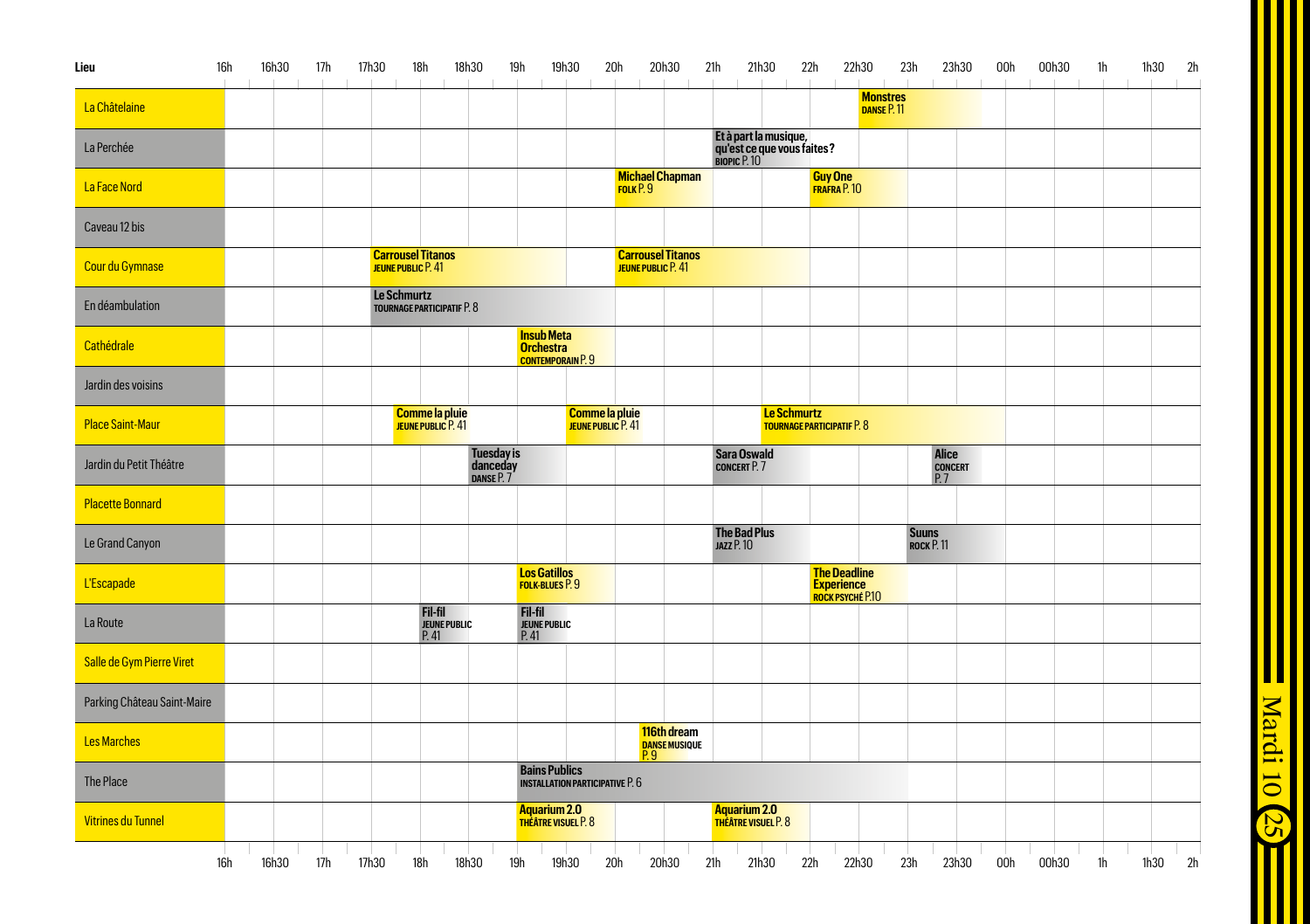# Mardi 10

| Lieu | 16h | 16h30 | 17h | 17h30 | 18h | 18h30 | 19h | 19h30 | 20h | 20h30 | 21h | 21h30 | 22h | 22h30 | 23h | 23h30 | 00h | 00h30 | 1h | 1h30 | 2h |
|---|---|---|---|---|---|---|---|---|---|---|---|---|---|---|---|---|---|---|---|---|---|
| La Châtelaine | | | | | | | | | | | | | | **Monstres** DANSE P. 11 | | | | | | | |
| La Perchée | | | | | | | | | | | **Et à part la musique, qu'est ce que vous faites ?** BIOPIC P. 10 | | | | | | | | | | |
| La Face Nord | | | | | | | | | **Michael Chapman** FOLK P. 9 | | | | **Guy One** FRAFRA P. 10 | | | | | | | | |
| Caveau 12 bis | | | | | | | | | | | | | | | | | | | | | |
| Cour du Gymnase | | | | **Carrousel Titanos** JEUNE PUBLIC P. 41 | | | | | **Carrousel Titanos** JEUNE PUBLIC P. 41 | | | | | | | | | | | | |
| En déambulation | | | | **Le Schmurtz** TOURNAGE PARTICIPATIF P. 8 | | | | | | | | | | | | | | | | | |
| Cathédrale | | | | | | | **Insub Meta Orchestra** CONTEMPORAIN P. 9 | | | | | | | | | | | | | | |
| Jardin des voisins | | | | | | | | | | | | | | | | | | | | | |
| Place Saint-Maur | | | | **Comme la pluie** JEUNE PUBLIC P. 41 | | | | **Comme la pluie** JEUNE PUBLIC P. 41 | | | | **Le Schmurtz** TOURNAGE PARTICIPATIF P. 8 | | | | | | | | | |
| Jardin du Petit Théâtre | | | | | | **Tuesday is danceday** DANSE P. 7 | | | | | **Sara Oswald** CONCERT P. 7 | | | | **Alice** CONCERT P. 7 | | | | | | |
| Placette Bonnard | | | | | | | | | | | | | | | | | | | | | |
| Le Grand Canyon | | | | | | | | | | | **The Bad Plus** JAZZ P. 10 | | | | **Suuns** ROCK P. 11 | | | | | | |
| L'Escapade | | | | | | | **Los Gatillos** FOLK-BLUES P. 9 | | | | | | **The Deadline Experience** ROCK PSYCHÉ P.10 | | | | | | | | |
| La Route | | | | | **Fil-fil** JEUNE PUBLIC P. 41 | | **Fil-fil** JEUNE PUBLIC P. 41 | | | | | | | | | | | | | | |
| Salle de Gym Pierre Viret | | | | | | | | | | | | | | | | | | | | | |
| Parking Château Saint-Maire | | | | | | | | | | | | | | | | | | | | | |
| Les Marches | | | | | | | | | **116th dream** DANSE MUSIQUE P. 9 | | | | | | | | | | | | |
| The Place | | | | | | | **Bains Publics** INSTALLATION PARTICIPATIVE P. 6 | | | | | | | | | | | | | | |
| Vitrines du Tunnel | | | | | | | **Aquarium 2.0** THÉÂTRE VISUEL P. 8 | | | | **Aquarium 2.0** THÉÂTRE VISUEL P. 8 | | | | | | | | | | |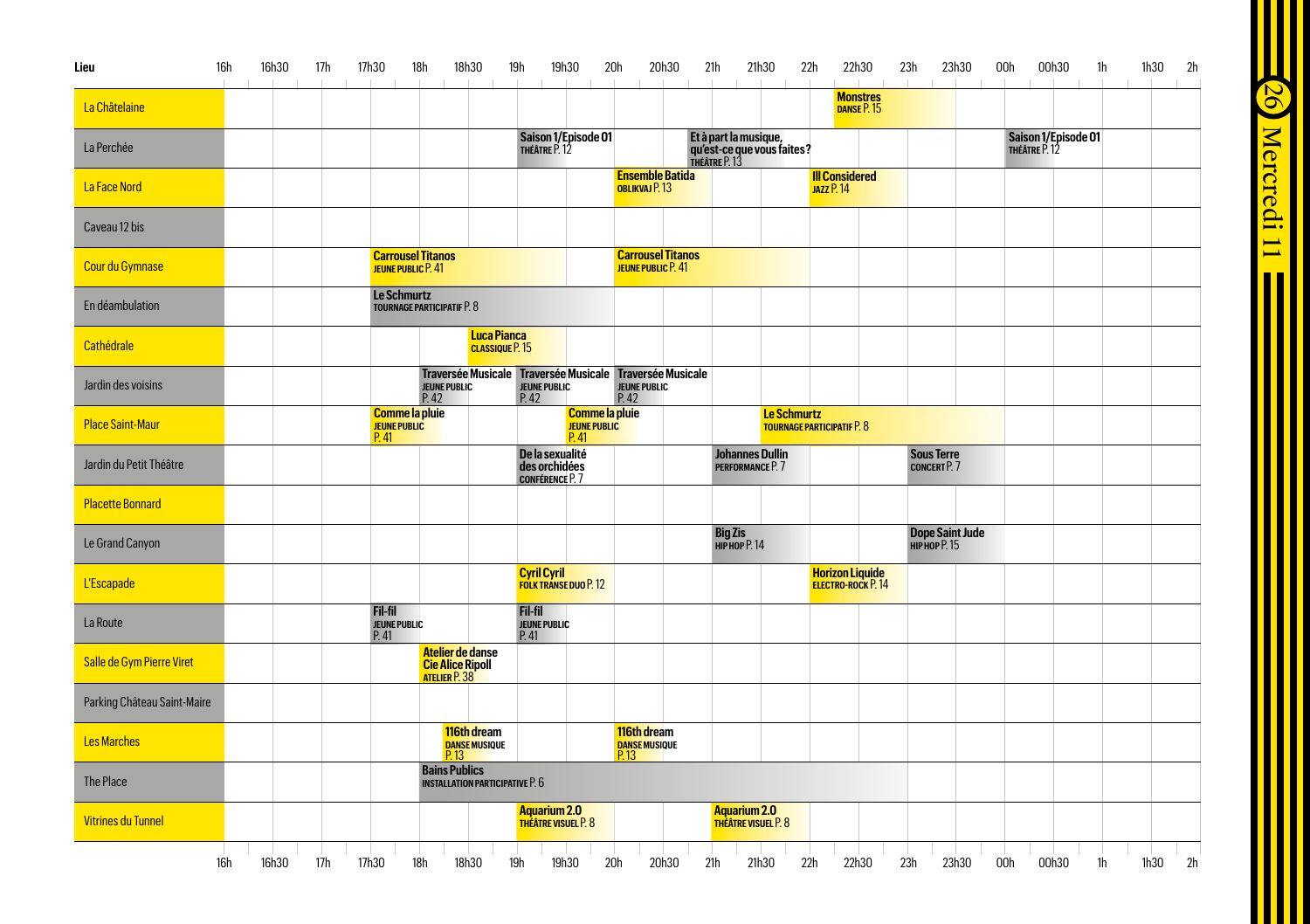# Mercredi 11

| Lieu | 16h | 16h30 | 17h | 17h30 | 18h | 18h30 | 19h | 19h30 | 20h | 20h30 | 21h | 21h30 | 22h | 22h30 | 23h | 23h30 | 00h | 00h30 | 1h | 1h30 | 2h |
|---|---|---|---|---|---|---|---|---|---|---|---|---|---|---|---|---|---|---|---|---|---|
| La Châtelaine | | | | | | | | | | | | | | **Monstres** DANSE P. 15 | | | | | | | |
| La Perchée | | | | | | | **Saison 1/Episode 01** THÉÂTRE P. 12 | | | | **Et à part la musique, qu'est-ce que vous faites?** THÉÂTRE P. 13 | | | | | | **Saison 1/Episode 01** THÉÂTRE P. 12 | | | | |
| La Face Nord | | | | | | | | | **Ensemble Batida** OBLIKVAJ P. 13 | | | | **Ill Considered** JAZZ P. 14 | | | | | | | | |
| Caveau 12 bis | | | | | | | | | | | | | | | | | | | | | |
| Cour du Gymnase | | | | **Carrousel Titanos** JEUNE PUBLIC P. 41 | | | | | **Carrousel Titanos** JEUNE PUBLIC P. 41 | | | | | | | | | | | | |
| En déambulation | | | | **Le Schmurtz** TOURNAGE PARTICIPATIF P. 8 | | | | | | | | | | | | | | | | | |
| Cathédrale | | | | | | **Luca Pianca** CLASSIQUE P. 15 | | | | | | | | | | | | | | | |
| Jardin des voisins | | | | | **Traversée Musicale** JEUNE PUBLIC P. 42 | | **Traversée Musicale** JEUNE PUBLIC P. 42 | | **Traversée Musicale** JEUNE PUBLIC P. 42 | | | | | | | | | | | | |
| Place Saint-Maur | | | | **Comme la pluie** JEUNE PUBLIC P. 41 | | | | **Comme la pluie** JEUNE PUBLIC P. 41 | | | | **Le Schmurtz** TOURNAGE PARTICIPATIF P. 8 | | | | | | | | | |
| Jardin du Petit Théâtre | | | | | | | **De la sexualité des orchidées** CONFÉRENCE P. 7 | | | | **Johannes Dullin** PERFORMANCE P. 7 | | | | **Sous Terre** CONCERT P. 7 | | | | | | |
| Placette Bonnard | | | | | | | | | | | | | | | | | | | | | |
| Le Grand Canyon | | | | | | | | | | | **Big Zis** HIP HOP P. 14 | | | | **Dope Saint Jude** HIP HOP P. 15 | | | | | | |
| L'Escapade | | | | | | | **Cyril Cyril** FOLK TRANSE DUO P. 12 | | | | | | **Horizon Liquide** ELECTRO-ROCK P. 14 | | | | | | | | |
| La Route | | | | **Fil-fil** JEUNE PUBLIC P. 41 | | | **Fil-fil** JEUNE PUBLIC P. 41 | | | | | | | | | | | | | | |
| Salle de Gym Pierre Viret | | | | | **Atelier de danse Cie Alice Ripoll** ATELIER P. 38 | | | | | | | | | | | | | | | | |
| Parking Château Saint-Maire | | | | | | | | | | | | | | | | | | | | | |
| Les Marches | | | | | | **116th dream** DANSE MUSIQUE P. 13 | | | **116th dream** DANSE MUSIQUE P. 13 | | | | | | | | | | | | |
| The Place | | | | | **Bains Publics** INSTALLATION PARTICIPATIVE P. 6 | | | | | | | | | | | | | | | | |
| Vitrines du Tunnel | | | | | | | **Aquarium 2.0** THÉÂTRE VISUEL P. 8 | | | | **Aquarium 2.0** THÉÂTRE VISUEL P. 8 | | | | | | | | | | |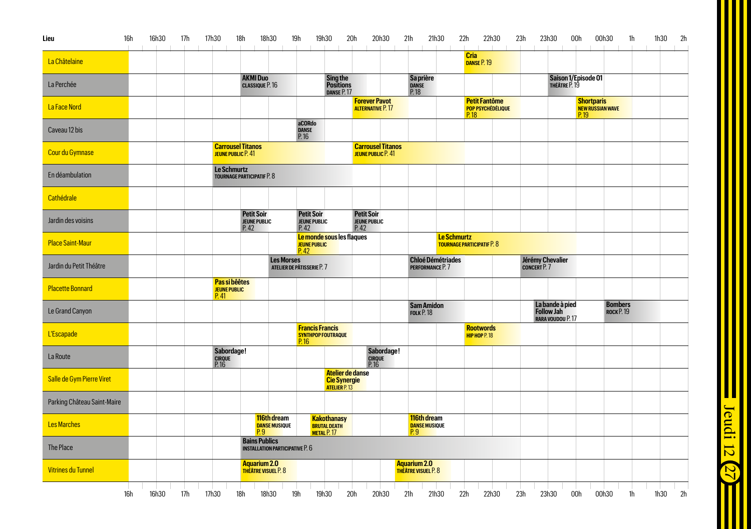# Jeudi 12

| Lieu | 16h | 16h30 | 17h | 17h30 | 18h | 18h30 | 19h | 19h30 | 20h | 20h30 | 21h | 21h30 | 22h | 22h30 | 23h | 23h30 | 00h | 00h30 | 1h | 1h30 | 2h |
|---|---|---|---|---|---|---|---|---|---|---|---|---|---|---|---|---|---|---|---|---|---|
| La Châtelaine | | | | | | | | | | | | | **Cria** DANSE P. 19 | | | | | | | | |
| La Perchée | | | | | **AKMI Duo** CLASSIQUE P. 16 | | | **Sing the Positions** DANSE P. 17 | | | **Sa prière** DANSE P. 18 | | | | | **Saison 1/Episode 01** THÉÂTRE P. 19 | | | | | |
| La Face Nord | | | | | | | | | **Forever Pavot** ALTERNATIVE P. 17 | | | | **Petit Fantôme** POP PSYCHÉDÉLIQUE P. 18 | | | | **Shortparis** NEW RUSSIAN WAVE P. 19 | | | | |
| Caveau 12 bis | | | | | | | **aCORdo** DANSE P. 16 | | | | | | | | | | | | | | |
| Cour du Gymnase | | | | **Carrousel Titanos** JEUNE PUBLIC P. 41 | | | | | **Carrousel Titanos** JEUNE PUBLIC P. 41 | | | | | | | | | | | | |
| En déambulation | | | | **Le Schmurtz** TOURNAGE PARTICIPATIF P. 8 | | | | | | | | | | | | | | | | | |
| Cathédrale | | | | | | | | | | | | | | | | | | | | | |
| Jardin des voisins | | | | | **Petit Soir** JEUNE PUBLIC P. 42 | | **Petit Soir** JEUNE PUBLIC P. 42 | | **Petit Soir** JEUNE PUBLIC P. 42 | | | | | | | | | | | | |
| Place Saint-Maur | | | | | | | **Le monde sous les flaques** JEUNE PUBLIC P. 42 | | | | | **Le Schmurtz** TOURNAGE PARTICIPATIF P. 8 | | | | | | | | | |
| Jardin du Petit Théâtre | | | | | | **Les Morses** ATELIER DE PÂTISSERIE P. 7 | | | | | **Chloé Démétriades** PERFORMANCE P. 7 | | | | **Jérémy Chevalier** CONCERT P. 7 | | | | | | |
| Placette Bonnard | | | | **Pas si bêêtes** JEUNE PUBLIC P. 41 | | | | | | | | | | | | | | | | | |
| Le Grand Canyon | | | | | | | | | | | **Sam Amidon** FOLK P. 18 | | | | | **La bande à pied Follow Jah** RARA VOUDOU P. 17 | | | **Bombers** ROCK P. 19 | | |
| L'Escapade | | | | | | | **Francis Francis** SYNTHPOP FOUTRAQUE P. 16 | | | | | | **Rootwords** HIP HOP P. 18 | | | | | | | | |
| La Route | | | | **Sabordage!** CIRQUE P. 16 | | | | | | **Sabordage!** CIRQUE P. 16 | | | | | | | | | | | |
| Salle de Gym Pierre Viret | | | | | | | | **Atelier de danse Cie Synergie** ATELIER P. 13 | | | | | | | | | | | | | |
| Parking Château Saint-Maire | | | | | | | | | | | | | | | | | | | | | |
| Les Marches | | | | | | **116th dream** DANSE MUSIQUE P. 9 | | **Kakothanasy** BRUTAL DEATH METAL P. 17 | | | **116th dream** DANSE MUSIQUE P. 9 | | | | | | | | | | |
| The Place | | | | | **Bains Publics** INSTALLATION PARTICIPATIVE P. 6 | | | | | | | | | | | | | | | | |
| Vitrines du Tunnel | | | | | **Aquarium 2.0** THÉÂTRE VISUEL P. 8 | | | | | **Aquarium 2.0** THÉÂTRE VISUEL P. 8 | | | | | | | | | | | |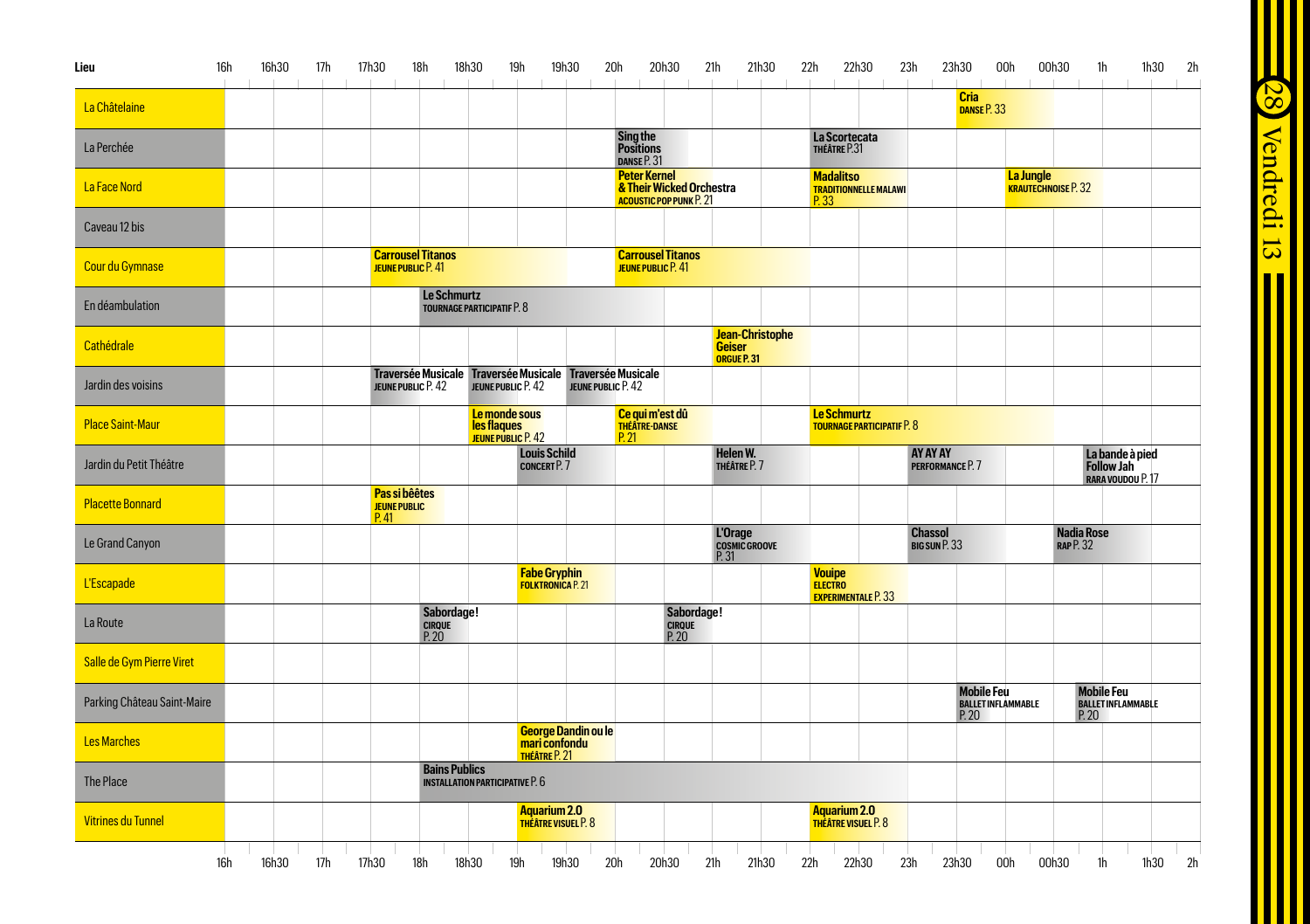# Vendredi 13

| Lieu | 16h | 16h30 | 17h | 17h30 | 18h | 18h30 | 19h | 19h30 | 20h | 20h30 | 21h | 21h30 | 22h | 22h30 | 23h | 23h30 | 00h | 00h30 | 1h | 1h30 | 2h |
|---|---|---|---|---|---|---|---|---|---|---|---|---|---|---|---|---|---|---|---|---|---|
| La Châtelaine | | | | | | | | | | | | | | | | **Cria** DANSE P. 33 | | | | | |
| La Perchée | | | | | | | | | **Sing the Positions** DANSE P. 31 | | | | **La Scortecata** THÉÂTRE P.31 | | | | | | | | |
| La Face Nord | | | | | | | | | **Peter Kernel & Their Wicked Orchestra** ACOUSTIC POP PUNK P. 21 | | | | **Madalitso** TRADITIONNELLE MALAWI P. 33 | | | | **La Jungle** KRAUTECHNOISE P. 32 | | | | |
| Caveau 12 bis | | | | | | | | | | | | | | | | | | | | | |
| Cour du Gymnase | | | | **Carrousel Titanos** JEUNE PUBLIC P. 41 | | | | | **Carrousel Titanos** JEUNE PUBLIC P. 41 | | | | | | | | | | | | |
| En déambulation | | | | | **Le Schmurtz** TOURNAGE PARTICIPATIF P. 8 | | | | | | | | | | | | | | | | |
| Cathédrale | | | | | | | | | | | **Jean-Christophe Geiser** ORGUE P. 31 | | | | | | | | | | |
| Jardin des voisins | | | | **Traversée Musicale** JEUNE PUBLIC P. 42 | | **Traversée Musicale** JEUNE PUBLIC P. 42 | | **Traversée Musicale** JEUNE PUBLIC P. 42 | | | | | | | | | | | | | |
| Place Saint-Maur | | | | | | **Le monde sous les flaques** JEUNE PUBLIC P. 42 | | | **Ce qui m'est dû** THÉÂTRE-DANSE P. 21 | | | | **Le Schmurtz** TOURNAGE PARTICIPATIF P. 8 | | | | | | | | |
| Jardin du Petit Théâtre | | | | | | | **Louis Schild** CONCERT P. 7 | | | | **Helen W.** THÉÂTRE P. 7 | | | | **AY AY AY** PERFORMANCE P. 7 | | | **La bande à pied Follow Jah** RARA VOUDOU P. 17 | | | |
| Placette Bonnard | | | | **Pas si bêêtes** JEUNE PUBLIC P. 41 | | | | | | | | | | | | | | | | | |
| Le Grand Canyon | | | | | | | | | | | **L'Orage** COSMIC GROOVE P. 31 | | | | **Chassol** BIG SUN P. 33 | | | **Nadia Rose** RAP P. 32 | | | |
| L'Escapade | | | | | | | **Fabe Gryphin** FOLKTRONICA P. 21 | | | | | | **Vouipe** ELECTRO EXPERIMENTALE P. 33 | | | | | | | | |
| La Route | | | | | **Sabordage!** CIRQUE P. 20 | | | | | **Sabordage!** CIRQUE P. 20 | | | | | | | | | | | |
| Salle de Gym Pierre Viret | | | | | | | | | | | | | | | | | | | | | |
| Parking Château Saint-Maire | | | | | | | | | | | | | | | | **Mobile Feu** BALLET INFLAMMABLE P. 20 | | **Mobile Feu** BALLET INFLAMMABLE P. 20 | | | |
| Les Marches | | | | | | | **George Dandin ou le mari confondu** THÉÂTRE P. 21 | | | | | | | | | | | | | | |
| The Place | | | | | **Bains Publics** INSTALLATION PARTICIPATIVE P. 6 | | | | | | | | | | | | | | | | |
| Vitrines du Tunnel | | | | | | | **Aquarium 2.0** THÉÂTRE VISUEL P. 8 | | | | | | **Aquarium 2.0** THÉÂTRE VISUEL P. 8 | | | | | | | | |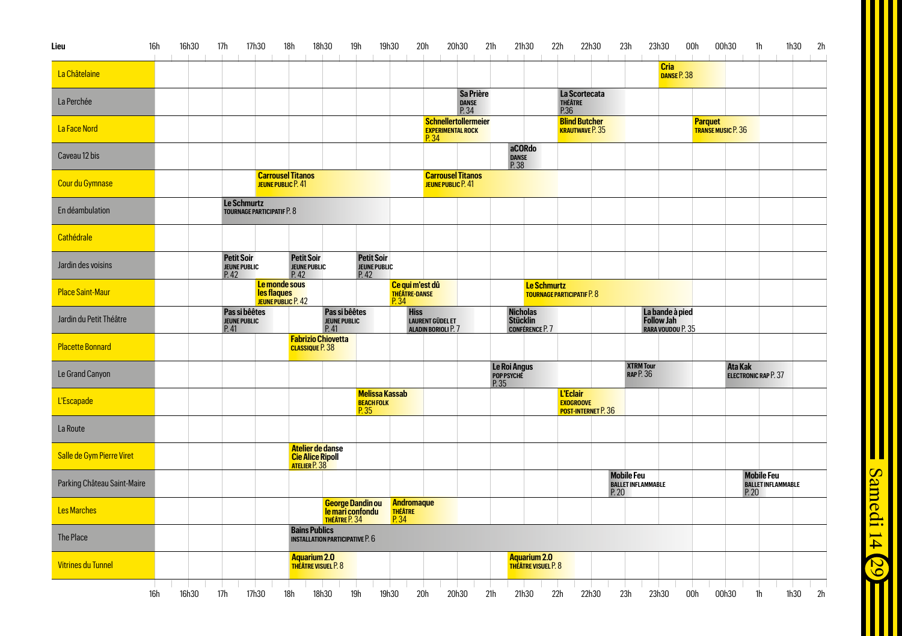## Samedi 14

| Lieu | 16h | 16h30 | 17h | 17h30 | 18h | 18h30 | 19h | 19h30 | 20h | 20h30 | 21h | 21h30 | 22h | 22h30 | 23h | 23h30 | 00h | 00h30 | 1h | 1h30 | 2h |
|---|---|---|---|---|---|---|---|---|---|---|---|---|---|---|---|---|---|---|---|---|---|
| La Châtelaine | | | | | | | | | | | | | | | | Cria DANSE P. 38 | | | | | |
| La Perchée | | | | | | | | | | Sa Prière DANSE P. 34 | | | La Scortecata THÉÂTRE P.36 | | | | | | | | |
| La Face Nord | | | | | | | | | Schnellertollermeier EXPERIMENTAL ROCK P. 34 | | | | Blind Butcher KRAUTWAVE P. 35 | | | | Parquet TRANSE MUSIC P. 36 | | | | |
| Caveau 12 bis | | | | | | | | | | | | aCORdo DANSE P. 38 | | | | | | | | | |
| Cour du Gymnase | | | | Carrousel Titanos JEUNE PUBLIC P. 41 | | | | | Carrousel Titanos JEUNE PUBLIC P. 41 | | | | | | | | | | | | |
| En déambulation | | | Le Schmurtz TOURNAGE PARTICIPATIF P. 8 | | | | | | | | | | | | | | | | | | |
| Cathédrale | | | | | | | | | | | | | | | | | | | | | |
| Jardin des voisins | | | Petit Soir JEUNE PUBLIC P. 42 | | Petit Soir JEUNE PUBLIC P. 42 | | Petit Soir JEUNE PUBLIC P. 42 | | | | | | | | | | | | | | |
| Place Saint-Maur | | | | Le monde sous les flaques JEUNE PUBLIC P. 42 | | | | Ce qui m'est dû THÉÂTRE-DANSE P. 34 | | | | Le Schmurtz TOURNAGE PARTICIPATIF P. 8 | | | | | | | | | |
| Jardin du Petit Théâtre | | | Pas si bêêtes JEUNE PUBLIC P. 41 | | | Pas si bêêtes JEUNE PUBLIC P. 41 | | | Hiss LAURENT GÜDEL ET ALADIN BORIOLI P. 7 | | | Nicholas Stücklin CONFÉRENCE P. 7 | | | | La bande à pied Follow Jah RARA VOUDOU P. 35 | | | | | |
| Placette Bonnard | | | | | Fabrizio Chiovetta CLASSIQUE P. 38 | | | | | | | | | | | | | | | | |
| Le Grand Canyon | | | | | | | | | | | Le Roi Angus POP PSYCHÉ P. 35 | | | | XTRM Tour RAP P. 36 | | | Ata Kak ELECTRONIC RAP P. 37 | | | |
| L'Escapade | | | | | | | Melissa Kassab BEACH FOLK P. 35 | | | | | | L'Eclair EXOGROOVE POST-INTERNET P. 36 | | | | | | | | |
| La Route | | | | | | | | | | | | | | | | | | | | | |
| Salle de Gym Pierre Viret | | | | | Atelier de danse Cie Alice Ripoll ATELIER P. 38 | | | | | | | | | | | | | | | | |
| Parking Château Saint-Maire | | | | | | | | | | | | | | Mobile Feu BALLET INFLAMMABLE P. 20 | | | | | Mobile Feu BALLET INFLAMMABLE P. 20 | | |
| Les Marches | | | | | | George Dandin ou le mari confondu THÉÂTRE P. 34 | | Andromaque THÉÂTRE P. 34 | | | | | | | | | | | | | |
| The Place | | | | | Bains Publics INSTALLATION PARTICIPATIVE P. 6 | | | | | | | | | | | | | | | | |
| Vitrines du Tunnel | | | | | Aquarium 2.0 THÉÂTRE VISUEL P. 8 | | | | | | | Aquarium 2.0 THÉÂTRE VISUEL P. 8 | | | | | | | | | |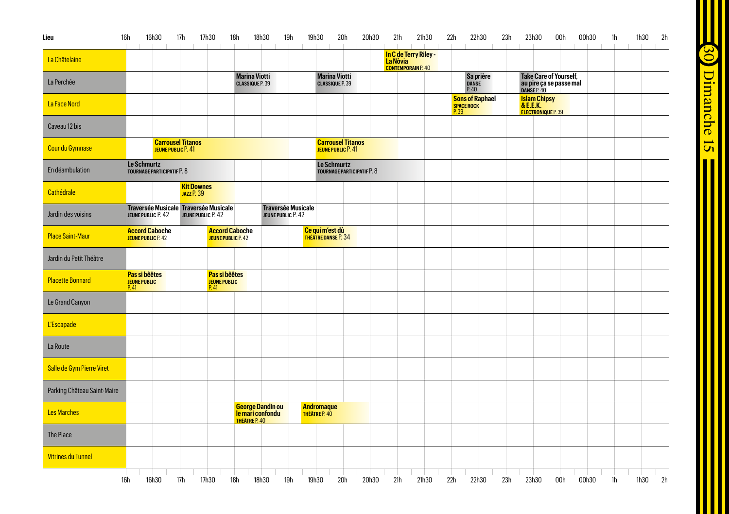# Dimanche 15

| Lieu | 16h | 16h30 | 17h | 17h30 | 18h | 18h30 | 19h | 19h30 | 20h | 20h30 | 21h | 21h30 | 22h | 22h30 | 23h | 23h30 | 00h | 00h30 | 1h | 1h30 | 2h |
|---|---|---|---|---|---|---|---|---|---|---|---|---|---|---|---|---|---|---|---|---|---|
| La Châtelaine | | | | | | | | | | **In C de Terry Riley - La Nòvia** CONTEMPORAIN P. 40 | | | | | | | | | | | |
| La Perchée | | | | | **Marina Viotti** CLASSIQUE P. 39 | | | **Marina Viotti** CLASSIQUE P. 39 | | | | | **Sa prière** DANSE P. 40 | | **Take Care of Yourself, au pire ça se passe mal** DANSE P. 40 | | | | | | |
| La Face Nord | | | | | | | | | | | | | **Sons of Raphael** SPACE ROCK P. 39 | | **Islam Chipsy & E.E.K.** ELECTRONIQUE P. 39 | | | | | | |
| Caveau 12 bis | | | | | | | | | | | | | | | | | | | | | |
| Cour du Gymnase | | **Carrousel Titanos** JEUNE PUBLIC P. 41 | | | | | | **Carrousel Titanos** JEUNE PUBLIC P. 41 | | | | | | | | | | | | | |
| En déambulation | **Le Schmurtz** TOURNAGE PARTICIPATIF P. 8 | | | | | | | **Le Schmurtz** TOURNAGE PARTICIPATIF P. 8 | | | | | | | | | | | | | |
| Cathédrale | | | **Kit Downes** JAZZ P. 39 | | | | | | | | | | | | | | | | | | |
| Jardin des voisins | **Traversée Musicale** JEUNE PUBLIC P. 42 | | **Traversée Musicale** JEUNE PUBLIC P. 42 | | | **Traversée Musicale** JEUNE PUBLIC P. 42 | | | | | | | | | | | | | | | |
| Place Saint-Maur | **Accord Caboche** JEUNE PUBLIC P. 42 | | | **Accord Caboche** JEUNE PUBLIC P. 42 | | | **Ce qui m'est dû** THÉÂTRE DANSE P. 34 | | | | | | | | | | | | | | |
| Jardin du Petit Théâtre | | | | | | | | | | | | | | | | | | | | | |
| Placette Bonnard | **Pas si bêêtes** JEUNE PUBLIC P. 41 | | | **Pas si bêêtes** JEUNE PUBLIC P. 41 | | | | | | | | | | | | | | | | | |
| Le Grand Canyon | | | | | | | | | | | | | | | | | | | | | |
| L'Escapade | | | | | | | | | | | | | | | | | | | | | |
| La Route | | | | | | | | | | | | | | | | | | | | | |
| Salle de Gym Pierre Viret | | | | | | | | | | | | | | | | | | | | | |
| Parking Château Saint-Maire | | | | | | | | | | | | | | | | | | | | | |
| Les Marches | | | | | **George Dandin ou le mari confondu** THÉÂTRE P. 40 | | **Andromaque** THÉÂTRE P. 40 | | | | | | | | | | | | | | |
| The Place | | | | | | | | | | | | | | | | | | | | | |
| Vitrines du Tunnel | | | | | | | | | | | | | | | | | | | | | |